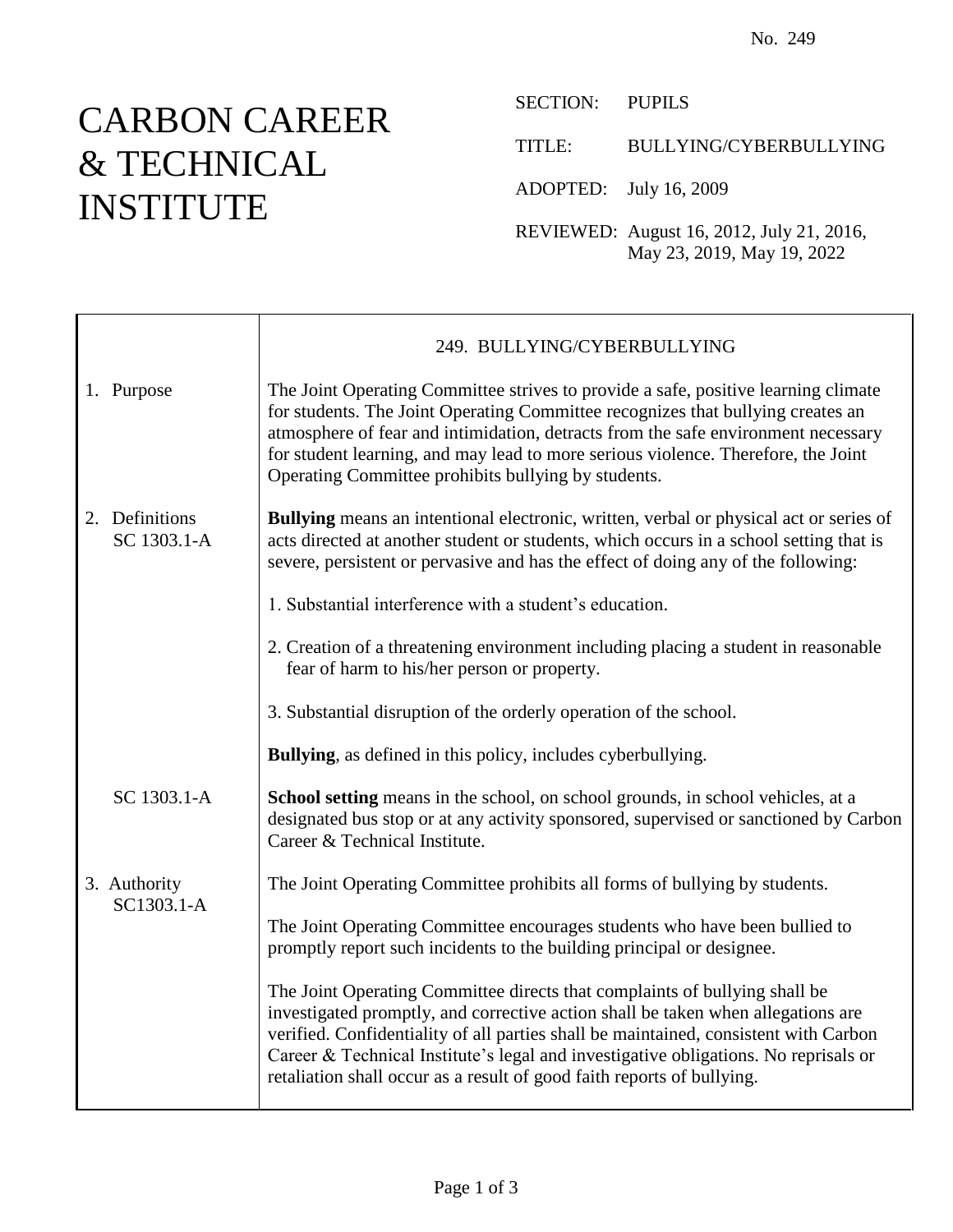No. 249

# CARBON CAREER & TECHNICAL INSTITUTE

SECTION: PUPILS

TITLE: BULLYING/CYBERBULLYING

ADOPTED: July 16, 2009

REVIEWED: August 16, 2012, July 21, 2016, May 23, 2019, May 19, 2022

## 249. BULLYING/CYBERBULLYING

### 1. Purpose

The Joint Operating Committee strives to provide a safe, positive learning climate for students. The Joint Operating Committee recognizes that bullying creates an atmosphere of fear and intimidation, detracts from the safe environment necessary for student learning, and may lead to more serious violence. Therefore, the Joint Operating Committee prohibits bullying by students.

### 2. Definitions

SC 1303.1-A

**Bullying** means an intentional electronic, written, verbal or physical act or series of acts directed at another student or students, which occurs in a school setting that is severe, persistent or pervasive and has the effect of doing any of the following:

1. Substantial interference with a student's education.

2. Creation of a threatening environment including placing a student in reasonable fear of harm to his/her person or property.

3. Substantial disruption of the orderly operation of the school.

**Bullying**, as defined in this policy, includes cyberbullying.

SC 1303.1-A

**School setting** means in the school, on school grounds, in school vehicles, at a designated bus stop or at any activity sponsored, supervised or sanctioned by Carbon Career & Technical Institute.

### 3. Authority

SC1303.1-A

The Joint Operating Committee prohibits all forms of bullying by students.

The Joint Operating Committee encourages students who have been bullied to promptly report such incidents to the building principal or designee.

The Joint Operating Committee directs that complaints of bullying shall be investigated promptly, and corrective action shall be taken when allegations are verified. Confidentiality of all parties shall be maintained, consistent with Carbon Career & Technical Institute's legal and investigative obligations. No reprisals or retaliation shall occur as a result of good faith reports of bullying.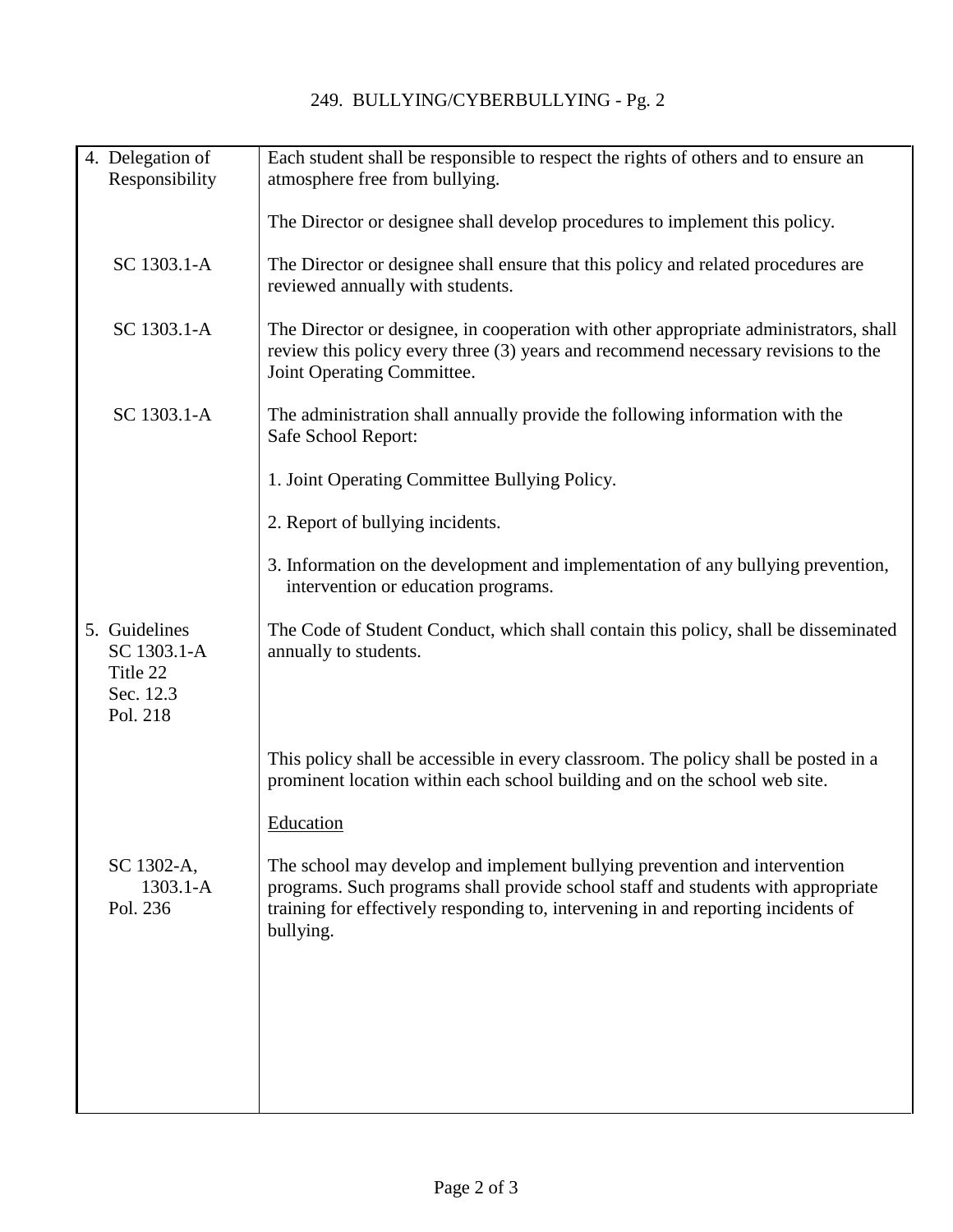| | |
|---|---|
| 4. Delegation of Responsibility | Each student shall be responsible to respect the rights of others and to ensure an atmosphere free from bullying. |
| | The Director or designee shall develop procedures to implement this policy. |
| SC 1303.1-A | The Director or designee shall ensure that this policy and related procedures are reviewed annually with students. |
| SC 1303.1-A | The Director or designee, in cooperation with other appropriate administrators, shall review this policy every three (3) years and recommend necessary revisions to the Joint Operating Committee. |
| SC 1303.1-A | The administration shall annually provide the following information with the Safe School Report: |
| | 1. Joint Operating Committee Bullying Policy. |
| | 2. Report of bullying incidents. |
| | 3. Information on the development and implementation of any bullying prevention, intervention or education programs. |
| 5. Guidelines SC 1303.1-A Title 22 Sec. 12.3 Pol. 218 | The Code of Student Conduct, which shall contain this policy, shall be disseminated annually to students. |
| | This policy shall be accessible in every classroom. The policy shall be posted in a prominent location within each school building and on the school web site. |
| | Education |
| SC 1302-A, 1303.1-A Pol. 236 | The school may develop and implement bullying prevention and intervention programs. Such programs shall provide school staff and students with appropriate training for effectively responding to, intervening in and reporting incidents of bullying. |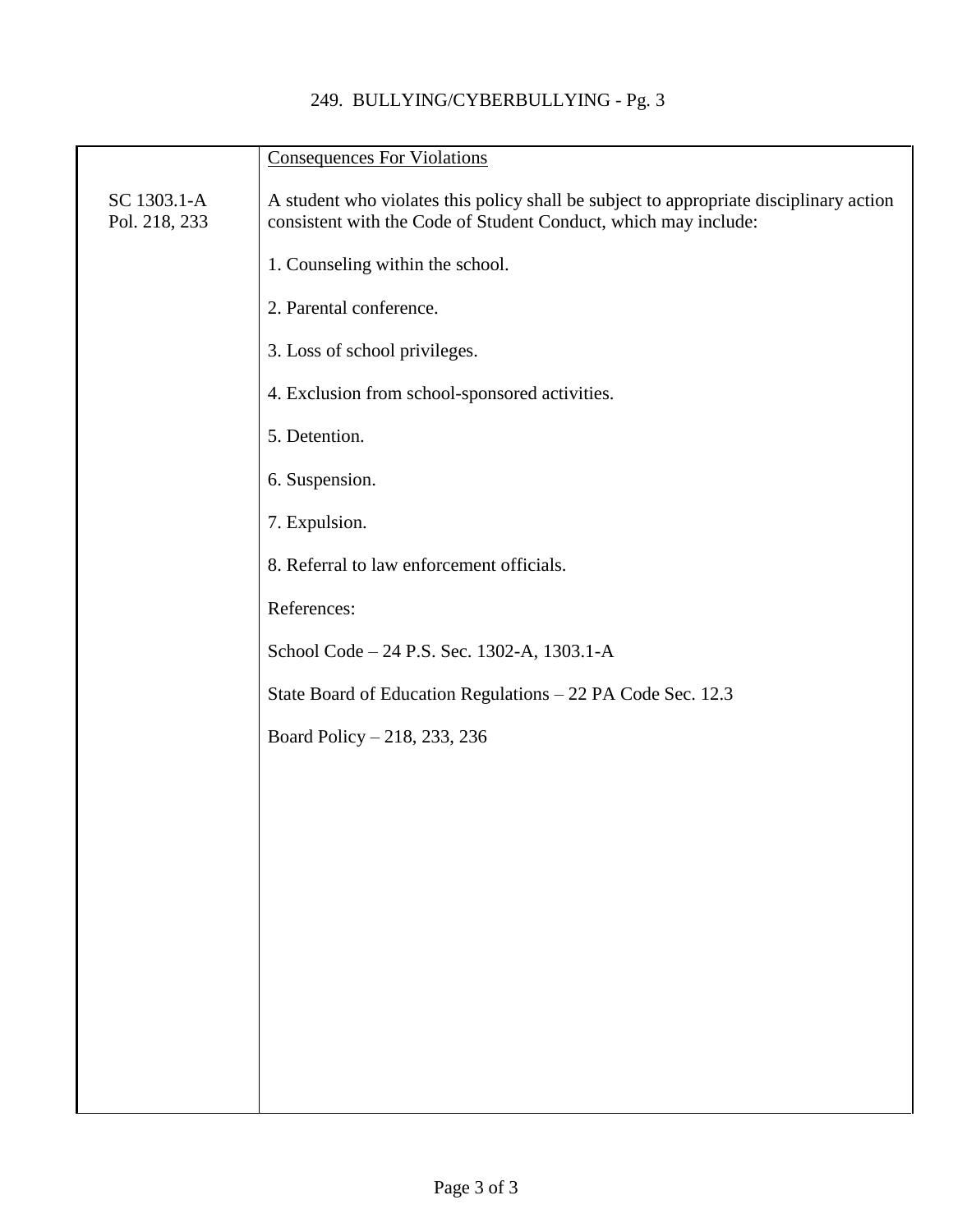Consequences For Violations

SC 1303.1-A
Pol. 218, 233

A student who violates this policy shall be subject to appropriate disciplinary action consistent with the Code of Student Conduct, which may include:

1. Counseling within the school.

2. Parental conference.

3. Loss of school privileges.

4. Exclusion from school-sponsored activities.

5. Detention.

6. Suspension.

7. Expulsion.

8. Referral to law enforcement officials.

References:

School Code – 24 P.S. Sec. 1302-A, 1303.1-A

State Board of Education Regulations – 22 PA Code Sec. 12.3

Board Policy – 218, 233, 236